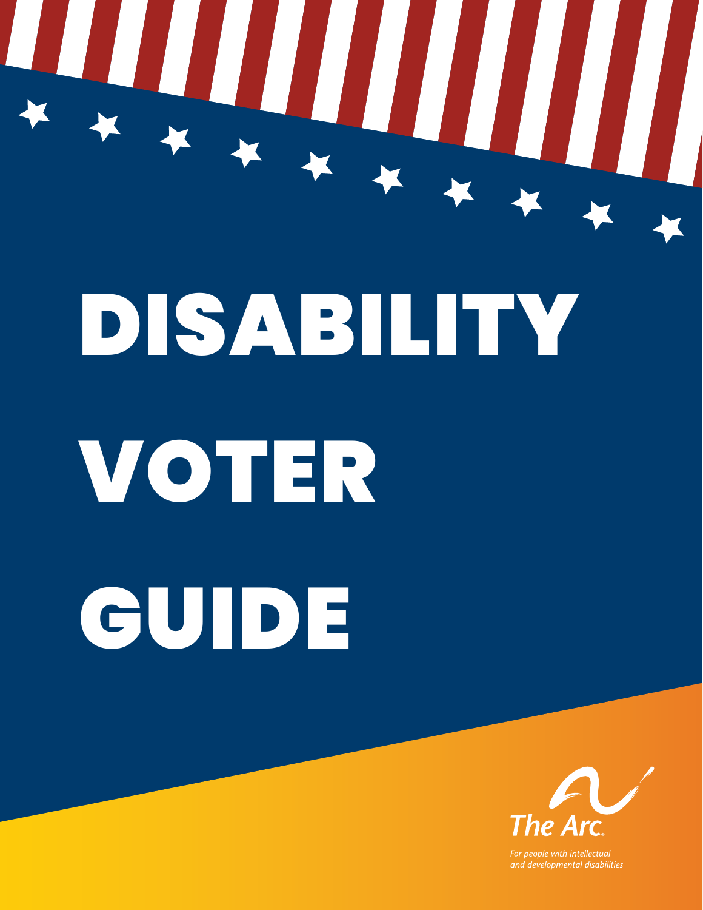# DISABILITY VOTER GUIDE

The Arc

*For people with intellectual and developmental disabilities*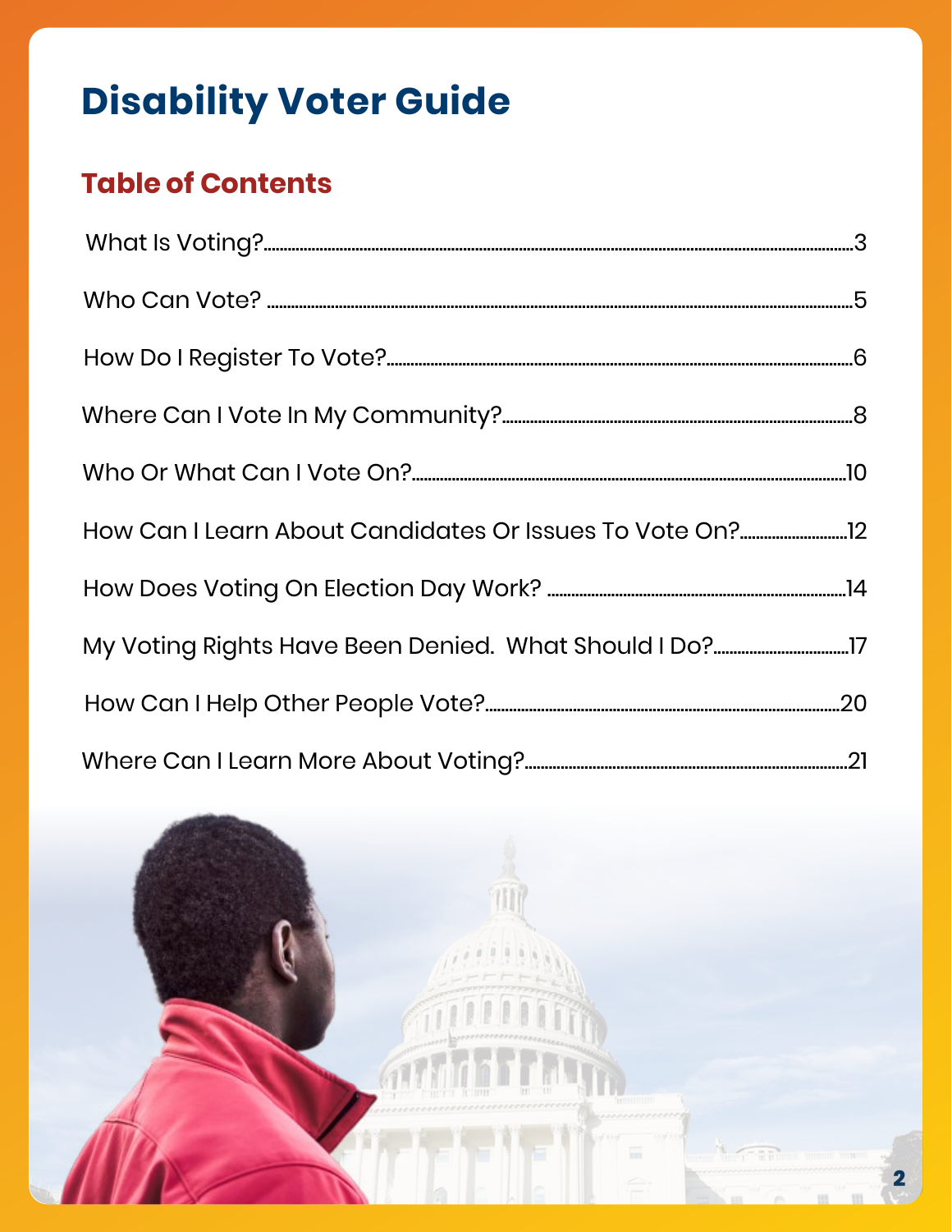# Disability Voter Guide

## Table of Contents

| Section | Page |
|---|---|
| What Is Voting? | 3 |
| Who Can Vote? | 5 |
| How Do I Register To Vote? | 6 |
| Where Can I Vote In My Community? | 8 |
| Who Or What Can I Vote On? | 10 |
| How Can I Learn About Candidates Or Issues To Vote On? | 12 |
| How Does Voting On Election Day Work? | 14 |
| My Voting Rights Have Been Denied. What Should I Do? | 17 |
| How Can I Help Other People Vote? | 20 |
| Where Can I Learn More About Voting? | 21 |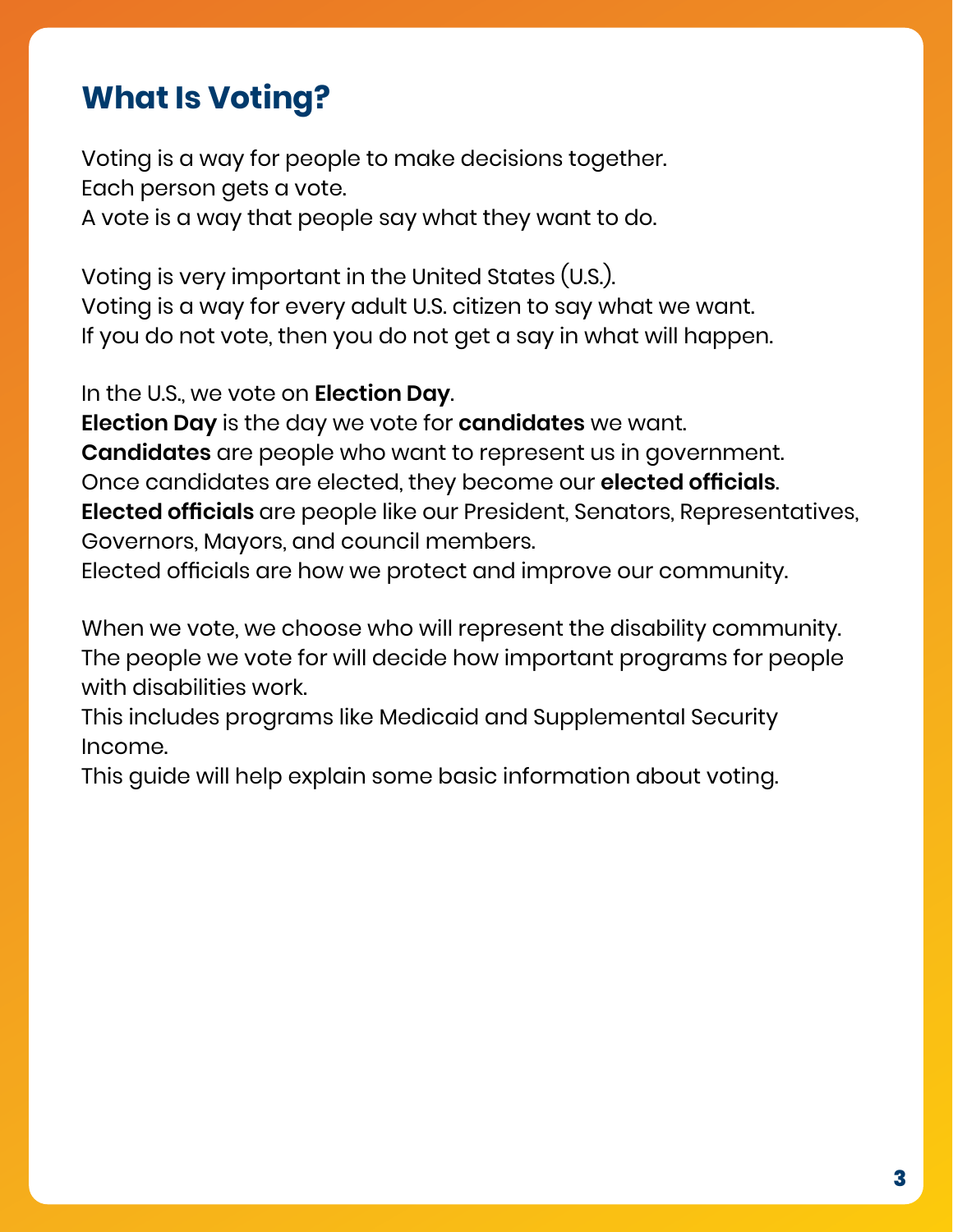## What Is Voting?

Voting is a way for people to make decisions together.
Each person gets a vote.
A vote is a way that people say what they want to do.

Voting is very important in the United States (U.S.).
Voting is a way for every adult U.S. citizen to say what we want.
If you do not vote, then you do not get a say in what will happen.

In the U.S., we vote on **Election Day**.
**Election Day** is the day we vote for **candidates** we want.
**Candidates** are people who want to represent us in government.
Once candidates are elected, they become our **elected officials**.
**Elected officials** are people like our President, Senators, Representatives, Governors, Mayors, and council members.
Elected officials are how we protect and improve our community.

When we vote, we choose who will represent the disability community.
The people we vote for will decide how important programs for people with disabilities work.
This includes programs like Medicaid and Supplemental Security Income.
This guide will help explain some basic information about voting.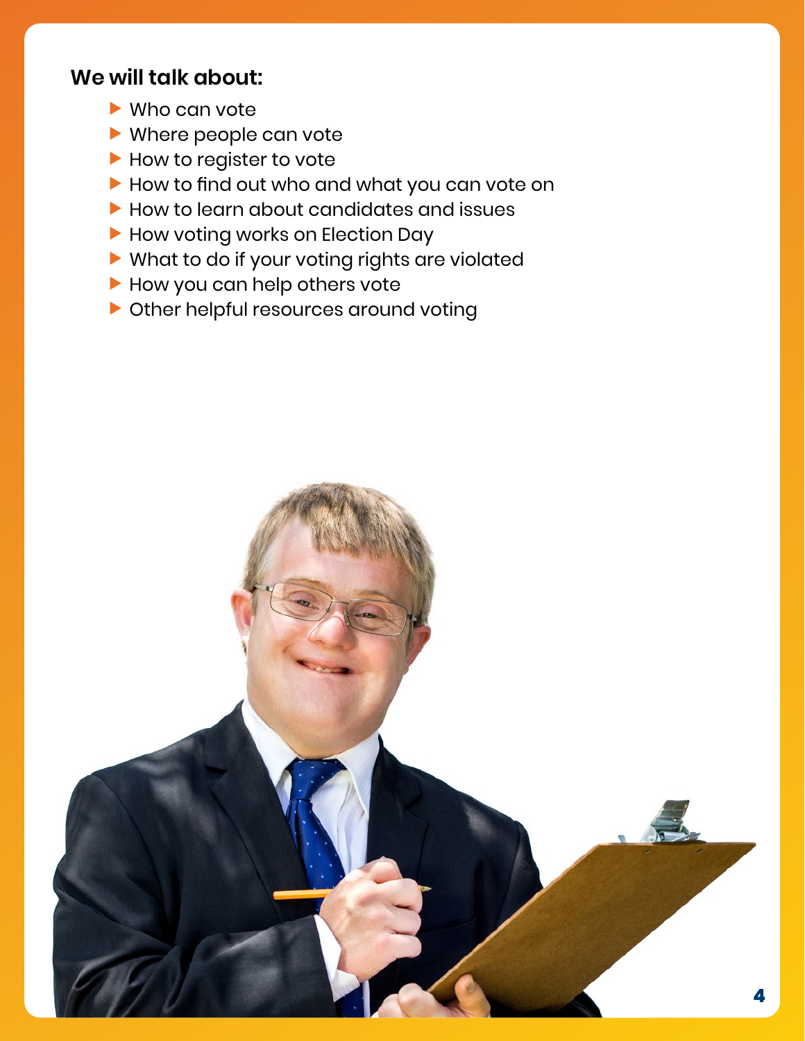**We will talk about:**

- Who can vote
- Where people can vote
- How to register to vote
- How to find out who and what you can vote on
- How to learn about candidates and issues
- How voting works on Election Day
- What to do if your voting rights are violated
- How you can help others vote
- Other helpful resources around voting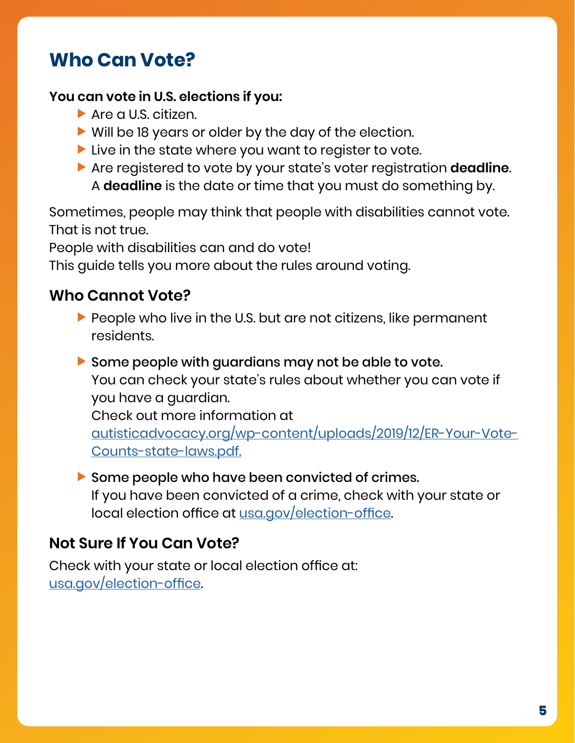# Who Can Vote?

**You can vote in U.S. elections if you:**

- Are a U.S. citizen.
- Will be 18 years or older by the day of the election.
- Live in the state where you want to register to vote.
- Are registered to vote by your state's voter registration **deadline**. A **deadline** is the date or time that you must do something by.

Sometimes, people may think that people with disabilities cannot vote. That is not true.
People with disabilities can and do vote!
This guide tells you more about the rules around voting.

## Who Cannot Vote?

- People who live in the U.S. but are not citizens, like permanent residents.

- **Some people with guardians may not be able to vote.** You can check your state's rules about whether you can vote if you have a guardian. Check out more information at autisticadvocacy.org/wp-content/uploads/2019/12/ER-Your-Vote-Counts-state-laws.pdf.

- **Some people who have been convicted of crimes.** If you have been convicted of a crime, check with your state or local election office at usa.gov/election-office.

## Not Sure If You Can Vote?

Check with your state or local election office at: usa.gov/election-office.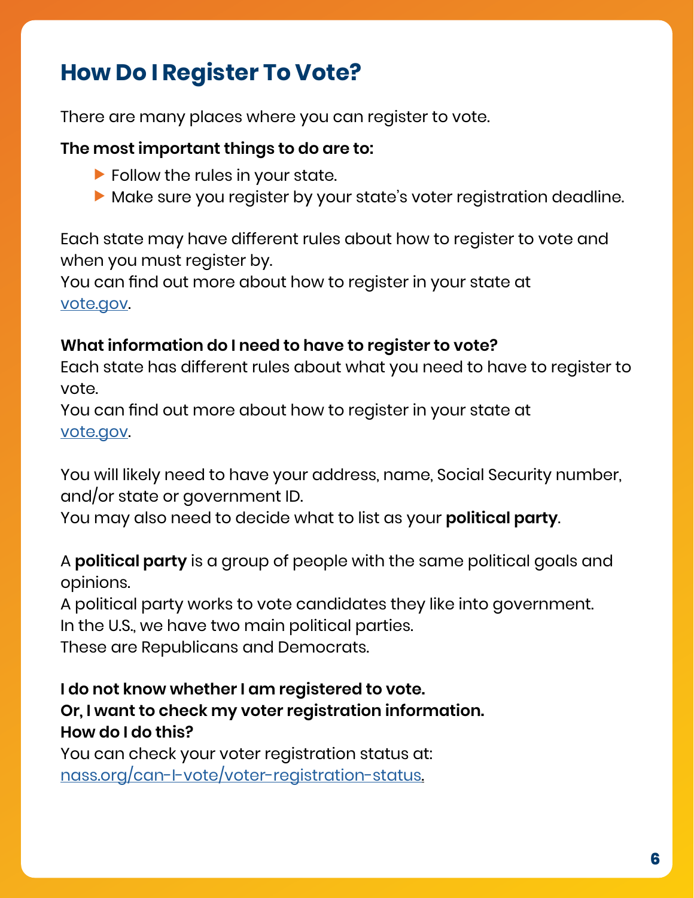## How Do I Register To Vote?

There are many places where you can register to vote.

**The most important things to do are to:**

- Follow the rules in your state.
- Make sure you register by your state's voter registration deadline.

Each state may have different rules about how to register to vote and when you must register by.
You can find out more about how to register in your state at [vote.gov](https://vote.gov).

**What information do I need to have to register to vote?**
Each state has different rules about what you need to have to register to vote.
You can find out more about how to register in your state at [vote.gov](https://vote.gov).

You will likely need to have your address, name, Social Security number, and/or state or government ID.
You may also need to decide what to list as your **political party**.

A **political party** is a group of people with the same political goals and opinions.
A political party works to vote candidates they like into government.
In the U.S., we have two main political parties.
These are Republicans and Democrats.

**I do not know whether I am registered to vote.**
**Or, I want to check my voter registration information.**
**How do I do this?**
You can check your voter registration status at: [nass.org/can-I-vote/voter-registration-status](https://nass.org/can-I-vote/voter-registration-status).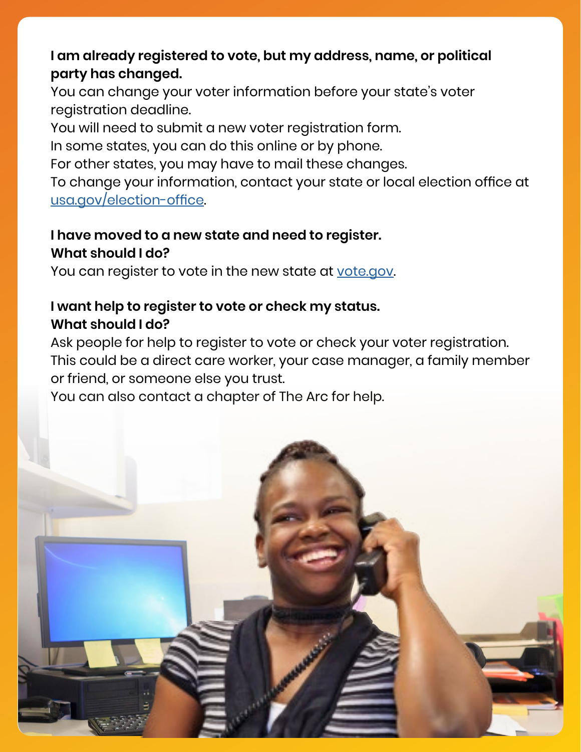**I am already registered to vote, but my address, name, or political party has changed.**

You can change your voter information before your state's voter registration deadline.
You will need to submit a new voter registration form.
In some states, you can do this online or by phone.
For other states, you may have to mail these changes.
To change your information, contact your state or local election office at [usa.gov/election-office](usa.gov/election-office).

**I have moved to a new state and need to register. What should I do?**

You can register to vote in the new state at [vote.gov](vote.gov).

**I want help to register to vote or check my status. What should I do?**

Ask people for help to register to vote or check your voter registration.
This could be a direct care worker, your case manager, a family member or friend, or someone else you trust.
You can also contact a chapter of The Arc for help.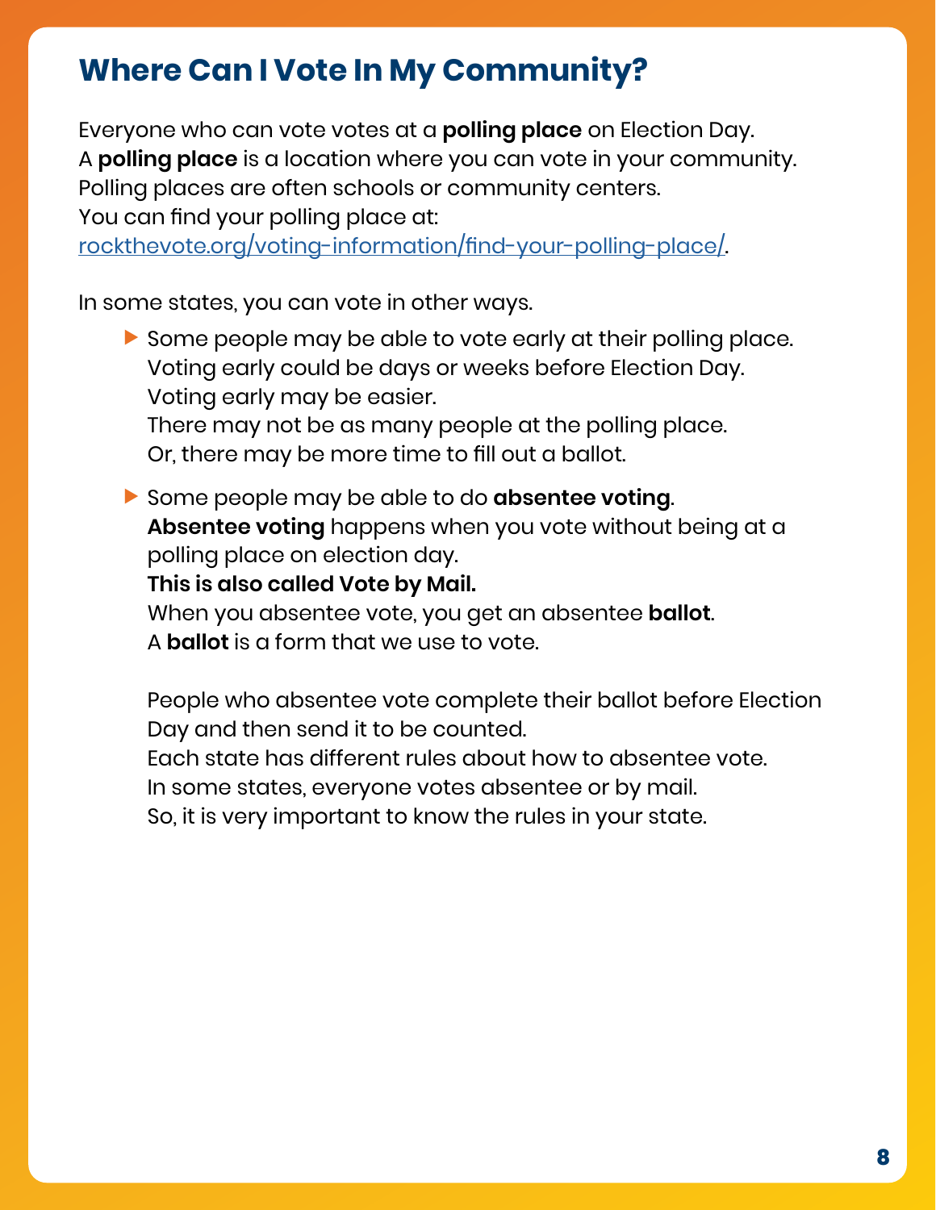## Where Can I Vote In My Community?

Everyone who can vote votes at a **polling place** on Election Day.
A **polling place** is a location where you can vote in your community.
Polling places are often schools or community centers.
You can find your polling place at:
[rockthevote.org/voting-information/find-your-polling-place/](https://rockthevote.org/voting-information/find-your-polling-place/).

In some states, you can vote in other ways.

- Some people may be able to vote early at their polling place.
  Voting early could be days or weeks before Election Day.
  Voting early may be easier.
  There may not be as many people at the polling place.
  Or, there may be more time to fill out a ballot.

- Some people may be able to do **absentee voting**.
  **Absentee voting** happens when you vote without being at a polling place on election day.
  **This is also called Vote by Mail.**
  When you absentee vote, you get an absentee **ballot**.
  A **ballot** is a form that we use to vote.

  People who absentee vote complete their ballot before Election Day and then send it to be counted.
  Each state has different rules about how to absentee vote.
  In some states, everyone votes absentee or by mail.
  So, it is very important to know the rules in your state.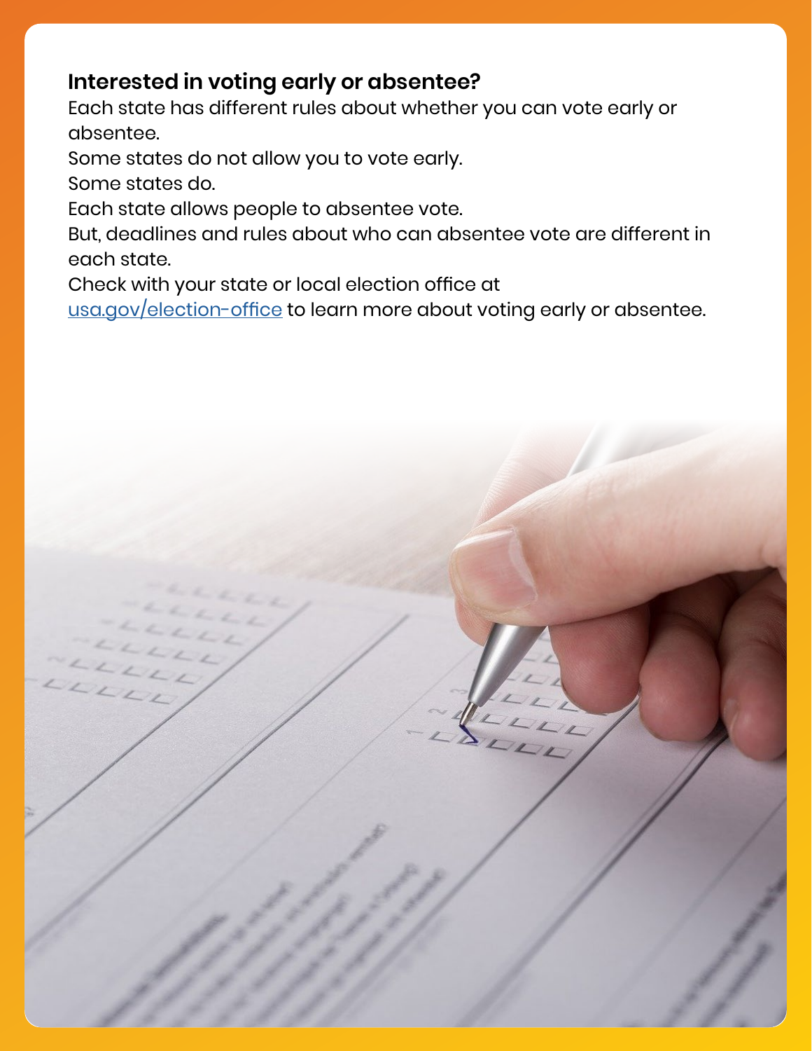### Interested in voting early or absentee?

Each state has different rules about whether you can vote early or absentee.

Some states do not allow you to vote early.

Some states do.

Each state allows people to absentee vote.

But, deadlines and rules about who can absentee vote are different in each state.

Check with your state or local election office at [usa.gov/election-office](https://usa.gov/election-office) to learn more about voting early or absentee.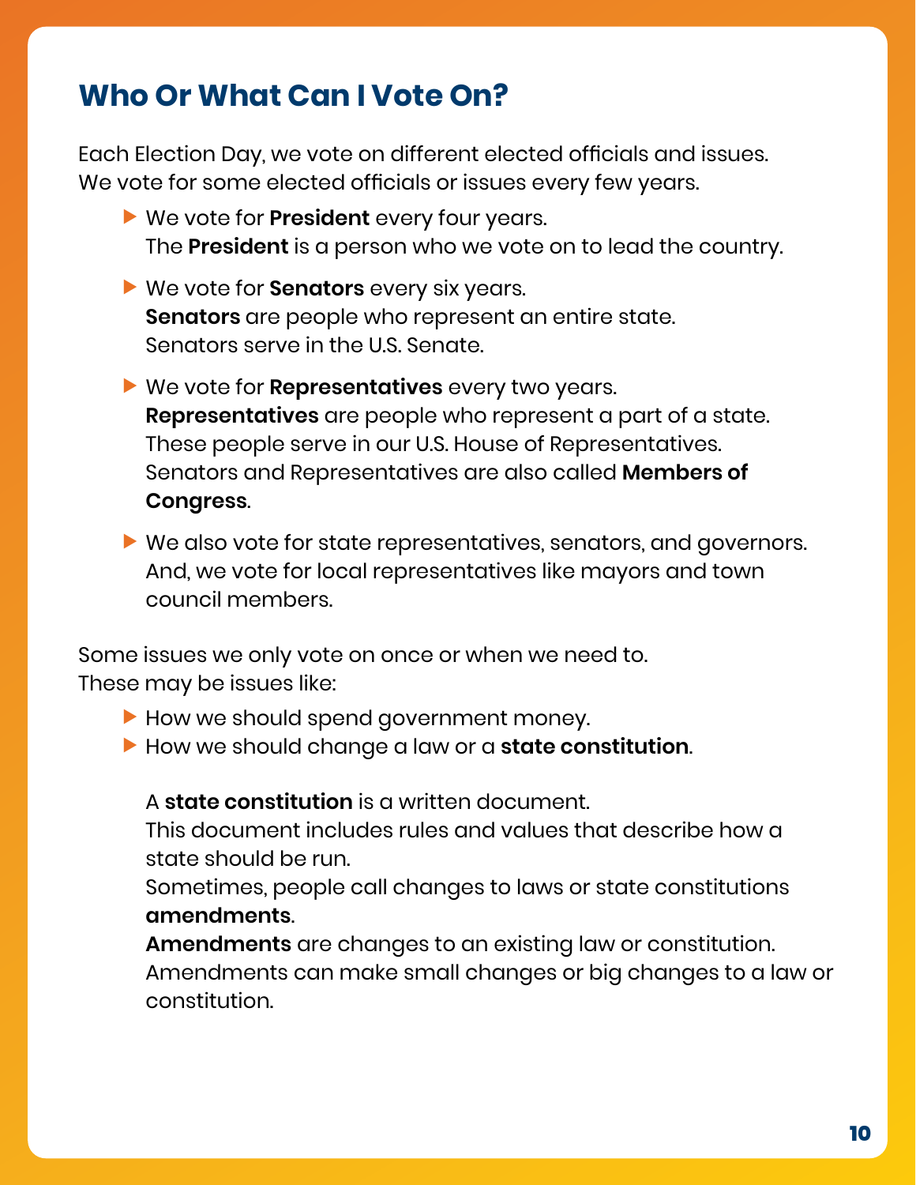## Who Or What Can I Vote On?

Each Election Day, we vote on different elected officials and issues.
We vote for some elected officials or issues every few years.

- We vote for **President** every four years.
  The **President** is a person who we vote on to lead the country.
- We vote for **Senators** every six years.
  **Senators** are people who represent an entire state.
  Senators serve in the U.S. Senate.
- We vote for **Representatives** every two years.
  **Representatives** are people who represent a part of a state.
  These people serve in our U.S. House of Representatives.
  Senators and Representatives are also called **Members of Congress**.
- We also vote for state representatives, senators, and governors.
  And, we vote for local representatives like mayors and town council members.

Some issues we only vote on once or when we need to.
These may be issues like:

- How we should spend government money.
- How we should change a law or a **state constitution**.

  A **state constitution** is a written document.
  This document includes rules and values that describe how a state should be run.
  Sometimes, people call changes to laws or state constitutions **amendments**.
  **Amendments** are changes to an existing law or constitution.
  Amendments can make small changes or big changes to a law or constitution.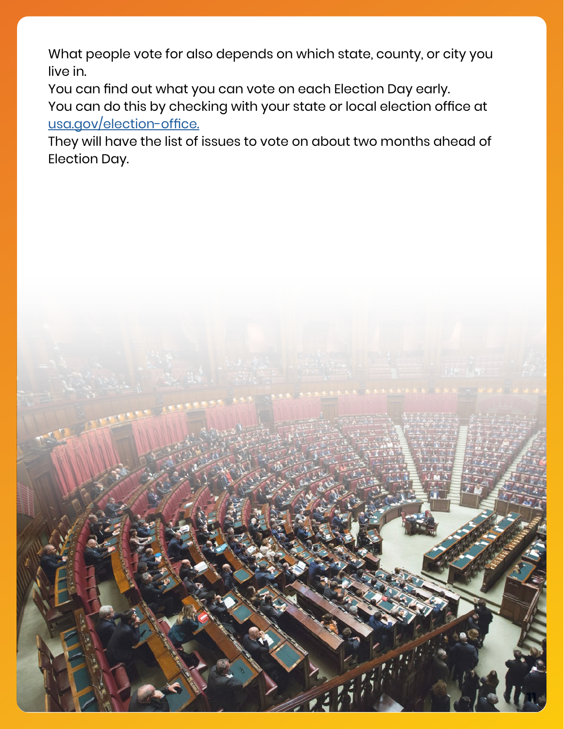What people vote for also depends on which state, county, or city you live in.

You can find out what you can vote on each Election Day early.

You can do this by checking with your state or local election office at [usa.gov/election-office.](https://usa.gov/election-office)

They will have the list of issues to vote on about two months ahead of Election Day.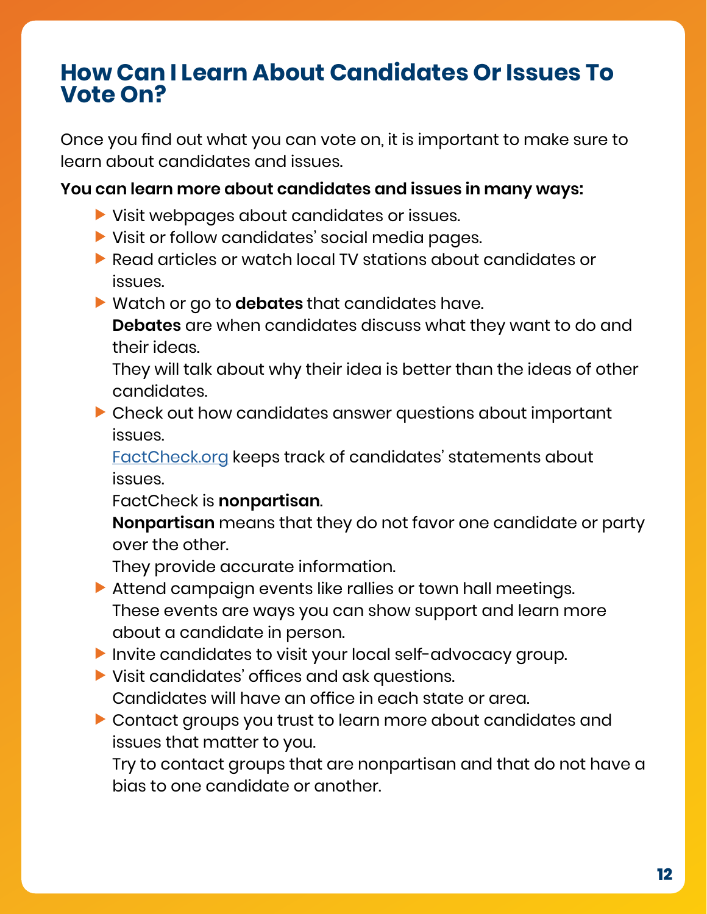# How Can I Learn About Candidates Or Issues To Vote On?

Once you find out what you can vote on, it is important to make sure to learn about candidates and issues.

**You can learn more about candidates and issues in many ways:**

- Visit webpages about candidates or issues.
- Visit or follow candidates' social media pages.
- Read articles or watch local TV stations about candidates or issues.
- Watch or go to **debates** that candidates have.
  **Debates** are when candidates discuss what they want to do and their ideas.
  They will talk about why their idea is better than the ideas of other candidates.
- Check out how candidates answer questions about important issues.
  [FactCheck.org](https://www.factcheck.org) keeps track of candidates' statements about issues.
  FactCheck is **nonpartisan**.
  **Nonpartisan** means that they do not favor one candidate or party over the other.
  They provide accurate information.
- Attend campaign events like rallies or town hall meetings.
  These events are ways you can show support and learn more about a candidate in person.
- Invite candidates to visit your local self-advocacy group.
- Visit candidates' offices and ask questions.
  Candidates will have an office in each state or area.
- Contact groups you trust to learn more about candidates and issues that matter to you.
  Try to contact groups that are nonpartisan and that do not have a bias to one candidate or another.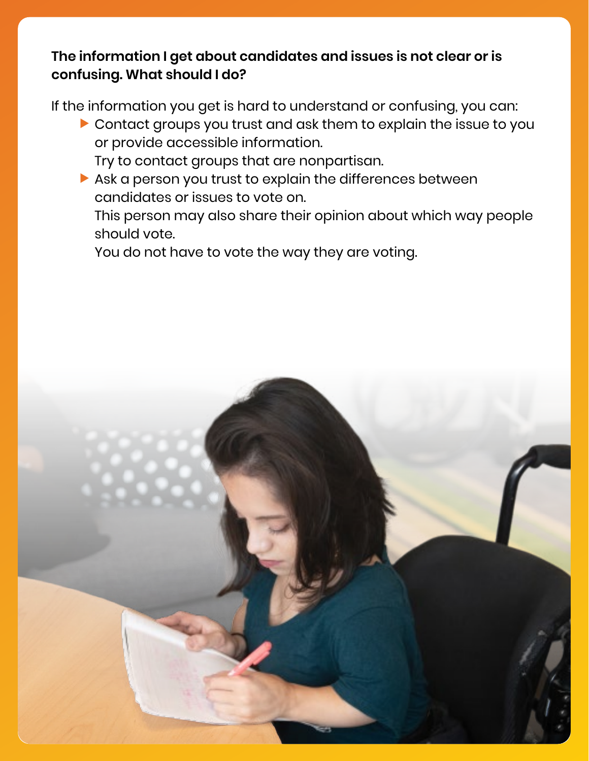**The information I get about candidates and issues is not clear or is confusing. What should I do?**

If the information you get is hard to understand or confusing, you can:

- Contact groups you trust and ask them to explain the issue to you or provide accessible information.
  Try to contact groups that are nonpartisan.
- Ask a person you trust to explain the differences between candidates or issues to vote on.
  This person may also share their opinion about which way people should vote.
  You do not have to vote the way they are voting.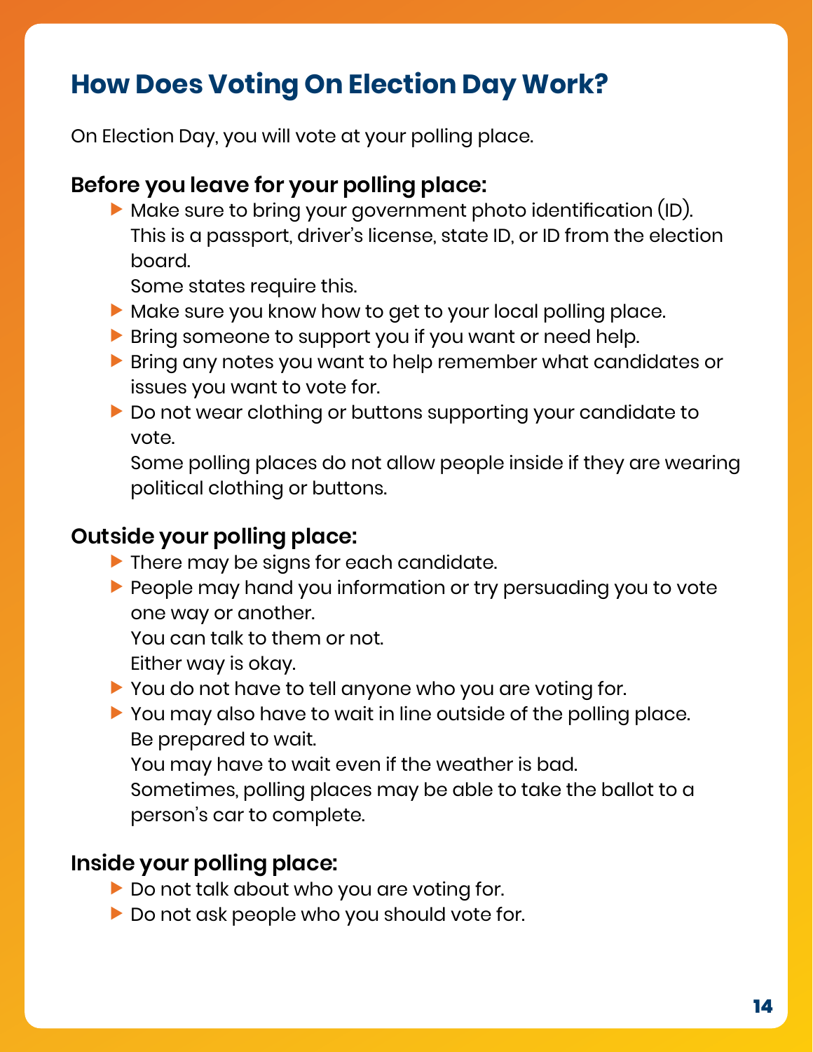## How Does Voting On Election Day Work?

On Election Day, you will vote at your polling place.

### Before you leave for your polling place:

- Make sure to bring your government photo identification (ID). This is a passport, driver's license, state ID, or ID from the election board.
  Some states require this.
- Make sure you know how to get to your local polling place.
- Bring someone to support you if you want or need help.
- Bring any notes you want to help remember what candidates or issues you want to vote for.
- Do not wear clothing or buttons supporting your candidate to vote.
  Some polling places do not allow people inside if they are wearing political clothing or buttons.

### Outside your polling place:

- There may be signs for each candidate.
- People may hand you information or try persuading you to vote one way or another.
  You can talk to them or not.
  Either way is okay.
- You do not have to tell anyone who you are voting for.
- You may also have to wait in line outside of the polling place.
  Be prepared to wait.
  You may have to wait even if the weather is bad.
  Sometimes, polling places may be able to take the ballot to a person's car to complete.

### Inside your polling place:

- Do not talk about who you are voting for.
- Do not ask people who you should vote for.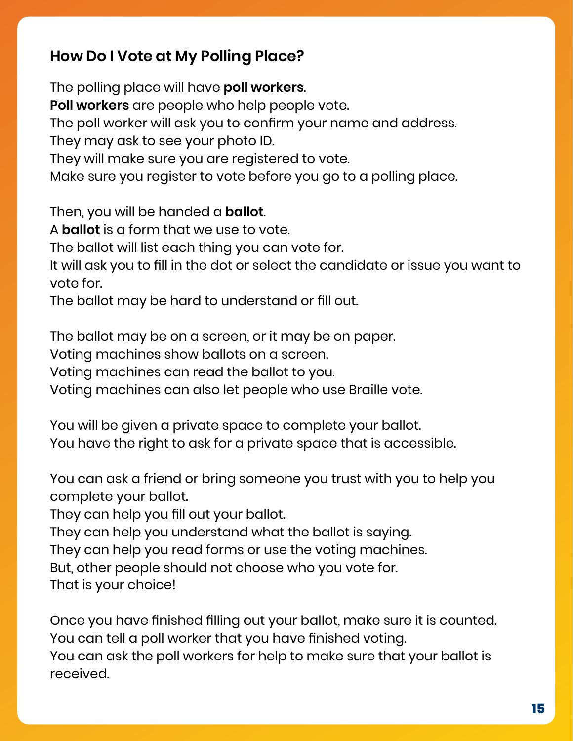## How Do I Vote at My Polling Place?

The polling place will have **poll workers**.
**Poll workers** are people who help people vote.
The poll worker will ask you to confirm your name and address.
They may ask to see your photo ID.
They will make sure you are registered to vote.
Make sure you register to vote before you go to a polling place.

Then, you will be handed a **ballot**.
A **ballot** is a form that we use to vote.
The ballot will list each thing you can vote for.
It will ask you to fill in the dot or select the candidate or issue you want to vote for.
The ballot may be hard to understand or fill out.

The ballot may be on a screen, or it may be on paper.
Voting machines show ballots on a screen.
Voting machines can read the ballot to you.
Voting machines can also let people who use Braille vote.

You will be given a private space to complete your ballot.
You have the right to ask for a private space that is accessible.

You can ask a friend or bring someone you trust with you to help you complete your ballot.
They can help you fill out your ballot.
They can help you understand what the ballot is saying.
They can help you read forms or use the voting machines.
But, other people should not choose who you vote for.
That is your choice!

Once you have finished filling out your ballot, make sure it is counted.
You can tell a poll worker that you have finished voting.
You can ask the poll workers for help to make sure that your ballot is received.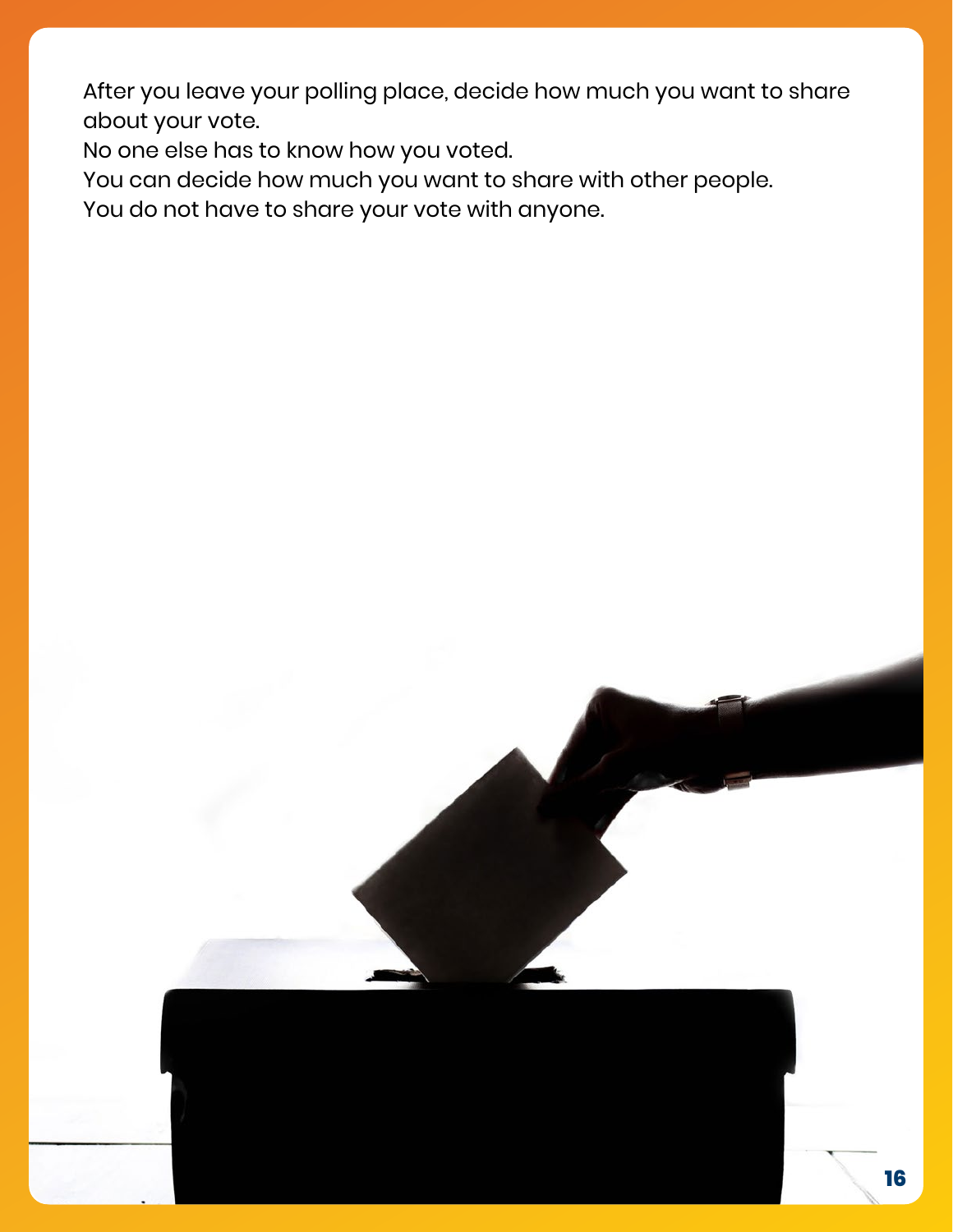After you leave your polling place, decide how much you want to share about your vote.

No one else has to know how you voted.

You can decide how much you want to share with other people.

You do not have to share your vote with anyone.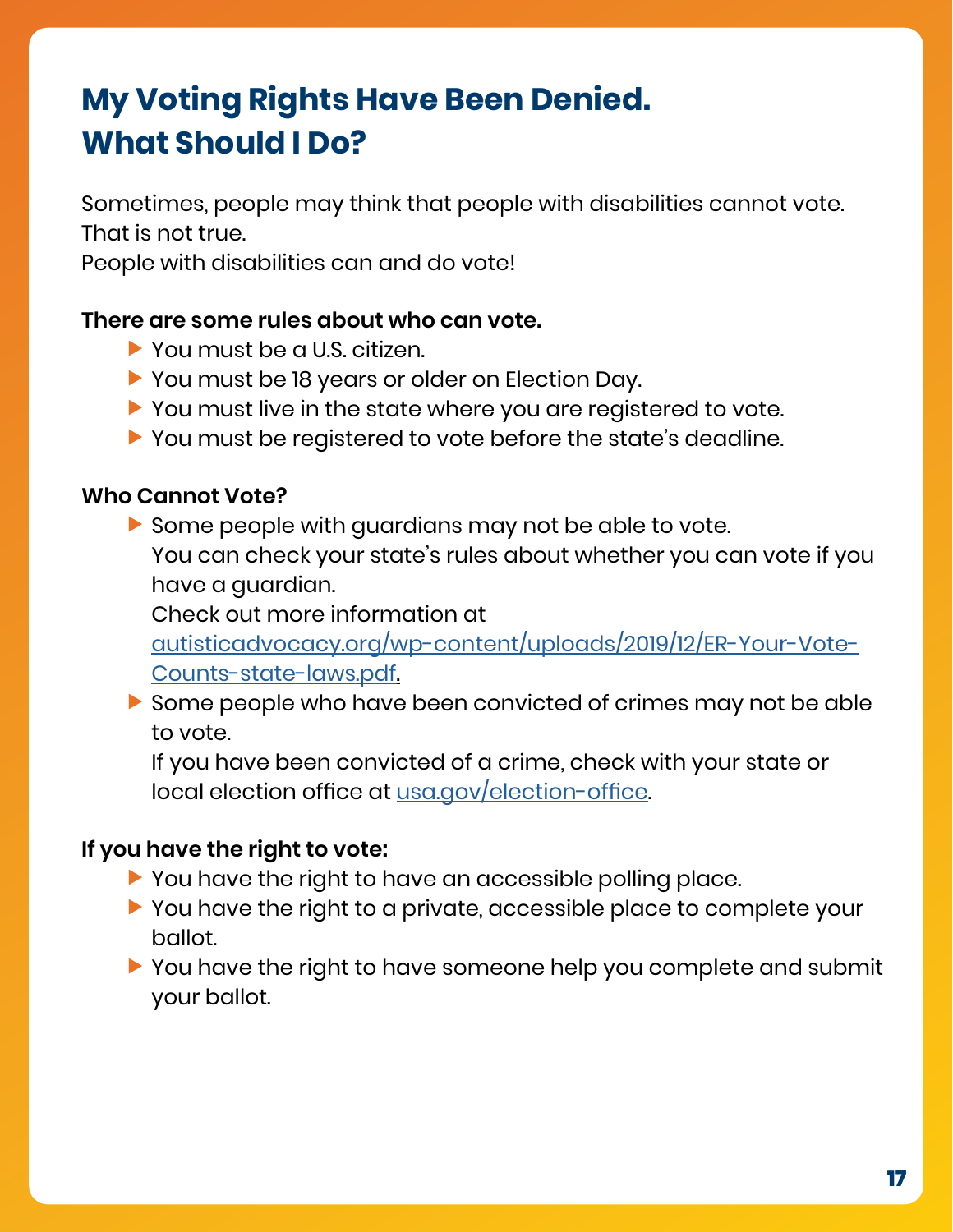# My Voting Rights Have Been Denied. What Should I Do?

Sometimes, people may think that people with disabilities cannot vote.
That is not true.
People with disabilities can and do vote!

**There are some rules about who can vote.**

- You must be a U.S. citizen.
- You must be 18 years or older on Election Day.
- You must live in the state where you are registered to vote.
- You must be registered to vote before the state's deadline.

**Who Cannot Vote?**

- Some people with guardians may not be able to vote.
  You can check your state's rules about whether you can vote if you have a guardian.
  Check out more information at [autisticadvocacy.org/wp-content/uploads/2019/12/ER-Your-Vote-Counts-state-laws.pdf](autisticadvocacy.org/wp-content/uploads/2019/12/ER-Your-Vote-Counts-state-laws.pdf).
- Some people who have been convicted of crimes may not be able to vote.
  If you have been convicted of a crime, check with your state or local election office at [usa.gov/election-office](usa.gov/election-office).

**If you have the right to vote:**

- You have the right to have an accessible polling place.
- You have the right to a private, accessible place to complete your ballot.
- You have the right to have someone help you complete and submit your ballot.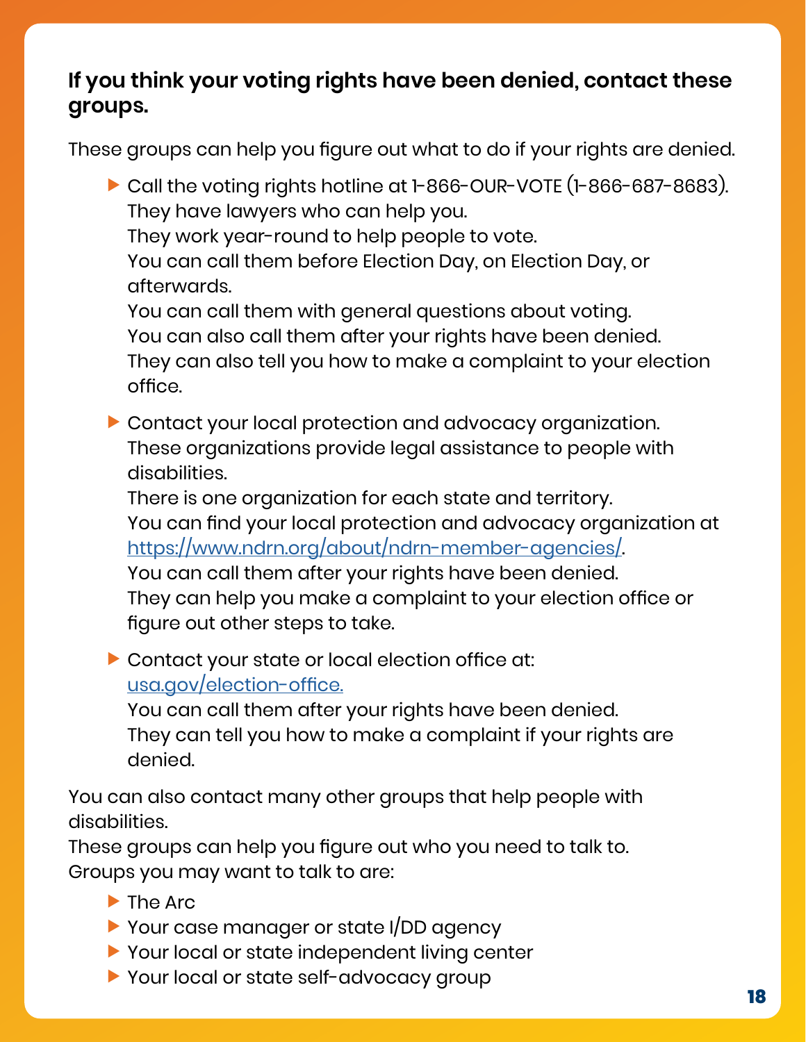**If you think your voting rights have been denied, contact these groups.**

These groups can help you figure out what to do if your rights are denied.

- Call the voting rights hotline at 1-866-OUR-VOTE (1-866-687-8683).
  They have lawyers who can help you.
  They work year-round to help people to vote.
  You can call them before Election Day, on Election Day, or afterwards.
  You can call them with general questions about voting.
  You can also call them after your rights have been denied.
  They can also tell you how to make a complaint to your election office.

- Contact your local protection and advocacy organization.
  These organizations provide legal assistance to people with disabilities.
  There is one organization for each state and territory.
  You can find your local protection and advocacy organization at [https://www.ndrn.org/about/ndrn-member-agencies/](https://www.ndrn.org/about/ndrn-member-agencies/).
  You can call them after your rights have been denied.
  They can help you make a complaint to your election office or figure out other steps to take.

- Contact your state or local election office at: [usa.gov/election-office.](https://usa.gov/election-office)
  You can call them after your rights have been denied.
  They can tell you how to make a complaint if your rights are denied.

You can also contact many other groups that help people with disabilities.
These groups can help you figure out who you need to talk to.
Groups you may want to talk to are:

- The Arc
- Your case manager or state I/DD agency
- Your local or state independent living center
- Your local or state self-advocacy group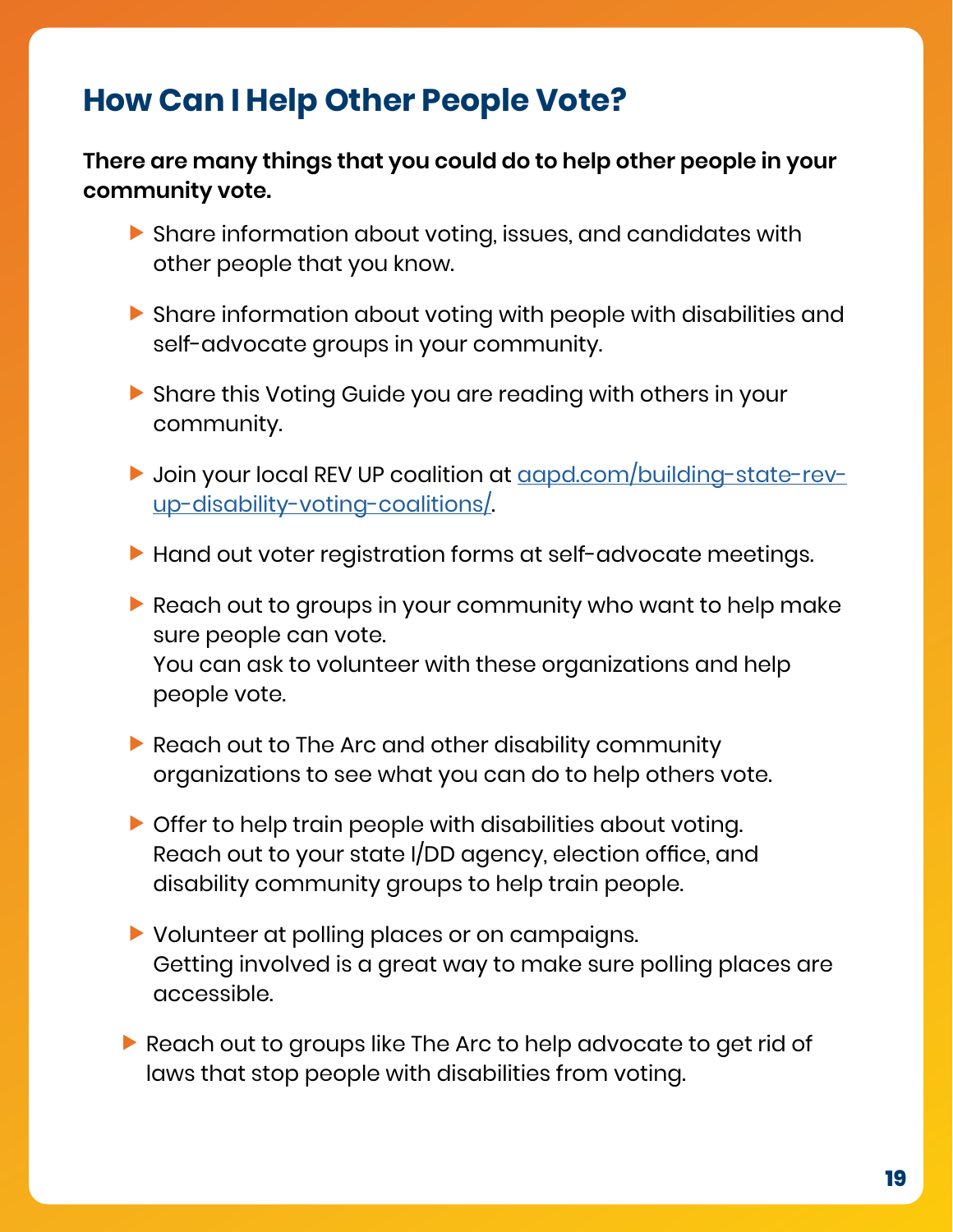## How Can I Help Other People Vote?

**There are many things that you could do to help other people in your community vote.**

- Share information about voting, issues, and candidates with other people that you know.
- Share information about voting with people with disabilities and self-advocate groups in your community.
- Share this Voting Guide you are reading with others in your community.
- Join your local REV UP coalition at [aapd.com/building-state-rev-up-disability-voting-coalitions/](aapd.com/building-state-rev-up-disability-voting-coalitions/).
- Hand out voter registration forms at self-advocate meetings.
- Reach out to groups in your community who want to help make sure people can vote.
  You can ask to volunteer with these organizations and help people vote.
- Reach out to The Arc and other disability community organizations to see what you can do to help others vote.
- Offer to help train people with disabilities about voting.
  Reach out to your state I/DD agency, election office, and disability community groups to help train people.
- Volunteer at polling places or on campaigns.
  Getting involved is a great way to make sure polling places are accessible.
- Reach out to groups like The Arc to help advocate to get rid of laws that stop people with disabilities from voting.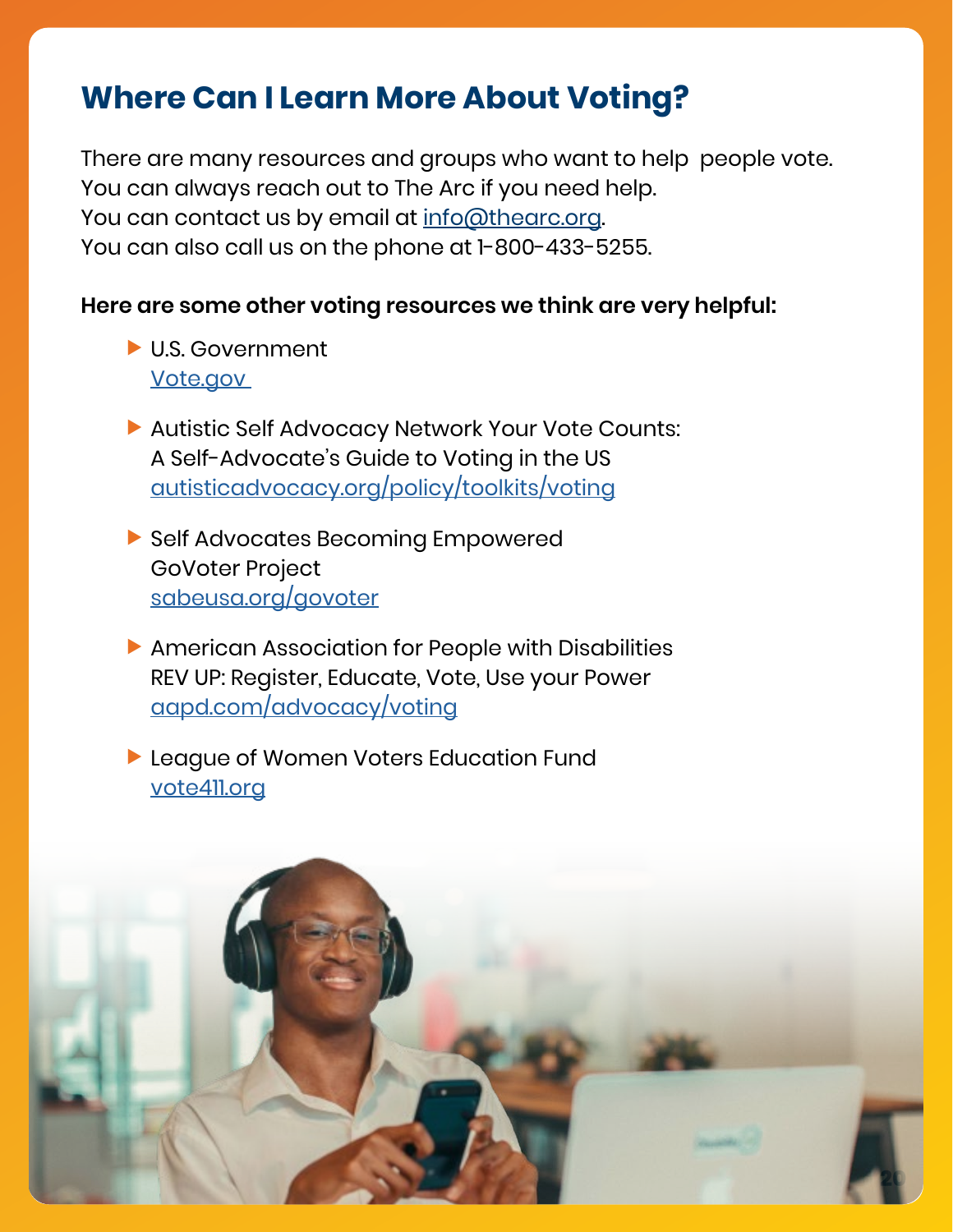## Where Can I Learn More About Voting?

There are many resources and groups who want to help people vote.
You can always reach out to The Arc if you need help.
You can contact us by email at info@thearc.org.
You can also call us on the phone at 1-800-433-5255.

**Here are some other voting resources we think are very helpful:**

- U.S. Government
  Vote.gov
- Autistic Self Advocacy Network Your Vote Counts: A Self-Advocate's Guide to Voting in the US
  autisticadvocacy.org/policy/toolkits/voting
- Self Advocates Becoming Empowered GoVoter Project
  sabeusa.org/govoter
- American Association for People with Disabilities REV UP: Register, Educate, Vote, Use your Power
  aapd.com/advocacy/voting
- League of Women Voters Education Fund
  vote411.org